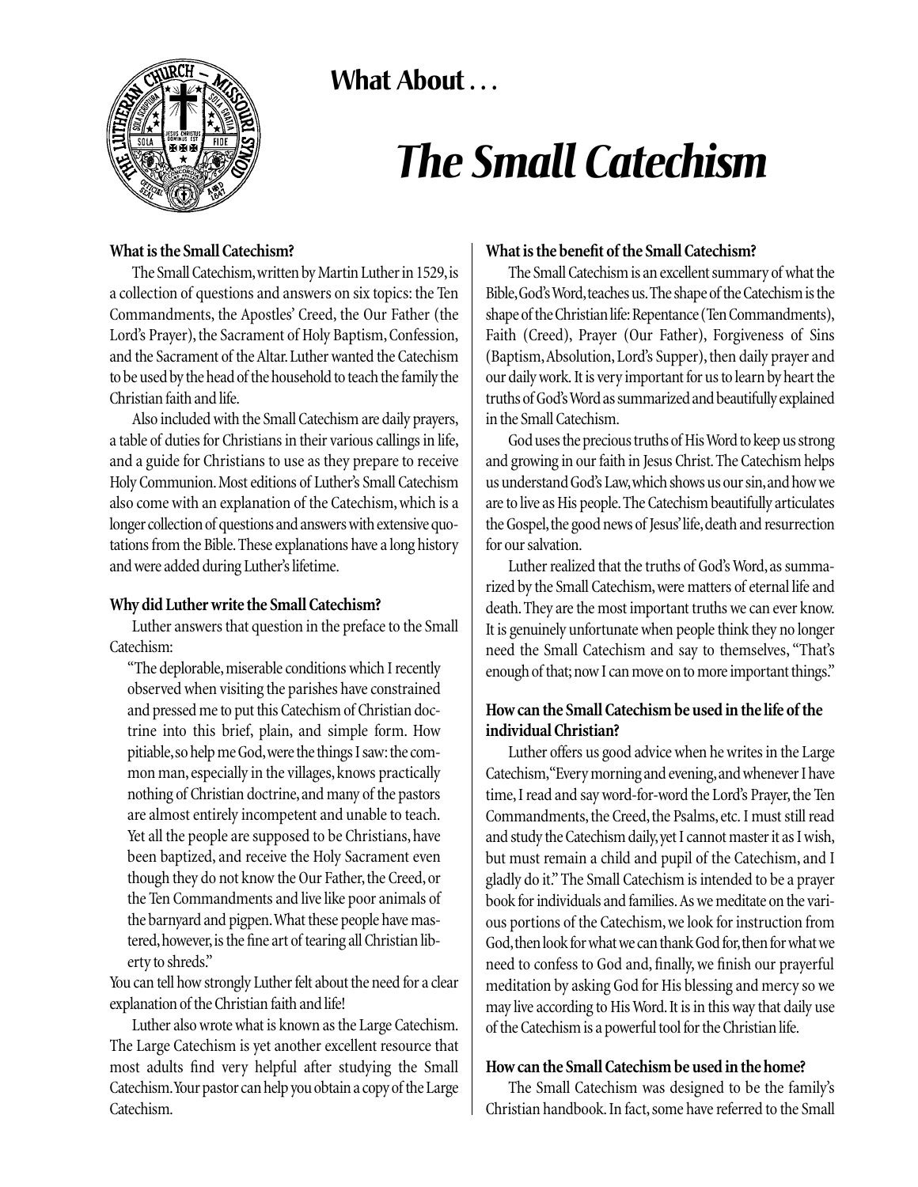## What About . . .

# *The Small Catechism*

### What is the Small Catechism?

The Small Catechism, written by Martin Luther in 1529, is a collection of questions and answers on six topics: the Ten Commandments, the Apostles' Creed, the Our Father (the Lord's Prayer), the Sacrament of Holy Baptism, Confession, and the Sacrament of the Altar. Luther wanted the Catechism to be used by the head of the household to teach the family the Christian faith and life.

Also included with the Small Catechism are daily prayers, a table of duties for Christians in their various callings in life, and a guide for Christians to use as they prepare to receive Holy Communion. Most editions of Luther's Small Catechism also come with an explanation of the Catechism, which is a longer collection of questions and answers with extensive quotations from the Bible. These explanations have a long history and were added during Luther's lifetime.

### Why did Luther write the Small Catechism?

Luther answers that question in the preface to the Small Catechism:

> "The deplorable, miserable conditions which I recently observed when visiting the parishes have constrained and pressed me to put this Catechism of Christian doctrine into this brief, plain, and simple form. How pitiable, so help me God, were the things I saw: the common man, especially in the villages, knows practically nothing of Christian doctrine, and many of the pastors are almost entirely incompetent and unable to teach. Yet all the people are supposed to be Christians, have been baptized, and receive the Holy Sacrament even though they do not know the Our Father, the Creed, or the Ten Commandments and live like poor animals of the barnyard and pigpen. What these people have mastered, however, is the fine art of tearing all Christian liberty to shreds."

You can tell how strongly Luther felt about the need for a clear explanation of the Christian faith and life!

Luther also wrote what is known as the Large Catechism. The Large Catechism is yet another excellent resource that most adults find very helpful after studying the Small Catechism. Your pastor can help you obtain a copy of the Large Catechism.

### What is the benefit of the Small Catechism?

The Small Catechism is an excellent summary of what the Bible, God's Word, teaches us. The shape of the Catechism is the shape of the Christian life: Repentance (Ten Commandments), Faith (Creed), Prayer (Our Father), Forgiveness of Sins (Baptism, Absolution, Lord's Supper), then daily prayer and our daily work. It is very important for us to learn by heart the truths of God's Word as summarized and beautifully explained in the Small Catechism.

God uses the precious truths of His Word to keep us strong and growing in our faith in Jesus Christ. The Catechism helps us understand God's Law, which shows us our sin, and how we are to live as His people. The Catechism beautifully articulates the Gospel, the good news of Jesus' life, death and resurrection for our salvation.

Luther realized that the truths of God's Word, as summarized by the Small Catechism, were matters of eternal life and death. They are the most important truths we can ever know. It is genuinely unfortunate when people think they no longer need the Small Catechism and say to themselves, "That's enough of that; now I can move on to more important things."

### How can the Small Catechism be used in the life of the individual Christian?

Luther offers us good advice when he writes in the Large Catechism, "Every morning and evening, and whenever I have time, I read and say word-for-word the Lord's Prayer, the Ten Commandments, the Creed, the Psalms, etc. I must still read and study the Catechism daily, yet I cannot master it as I wish, but must remain a child and pupil of the Catechism, and I gladly do it." The Small Catechism is intended to be a prayer book for individuals and families. As we meditate on the various portions of the Catechism, we look for instruction from God, then look for what we can thank God for, then for what we need to confess to God and, finally, we finish our prayerful meditation by asking God for His blessing and mercy so we may live according to His Word. It is in this way that daily use of the Catechism is a powerful tool for the Christian life.

### How can the Small Catechism be used in the home?

The Small Catechism was designed to be the family's Christian handbook. In fact, some have referred to the Small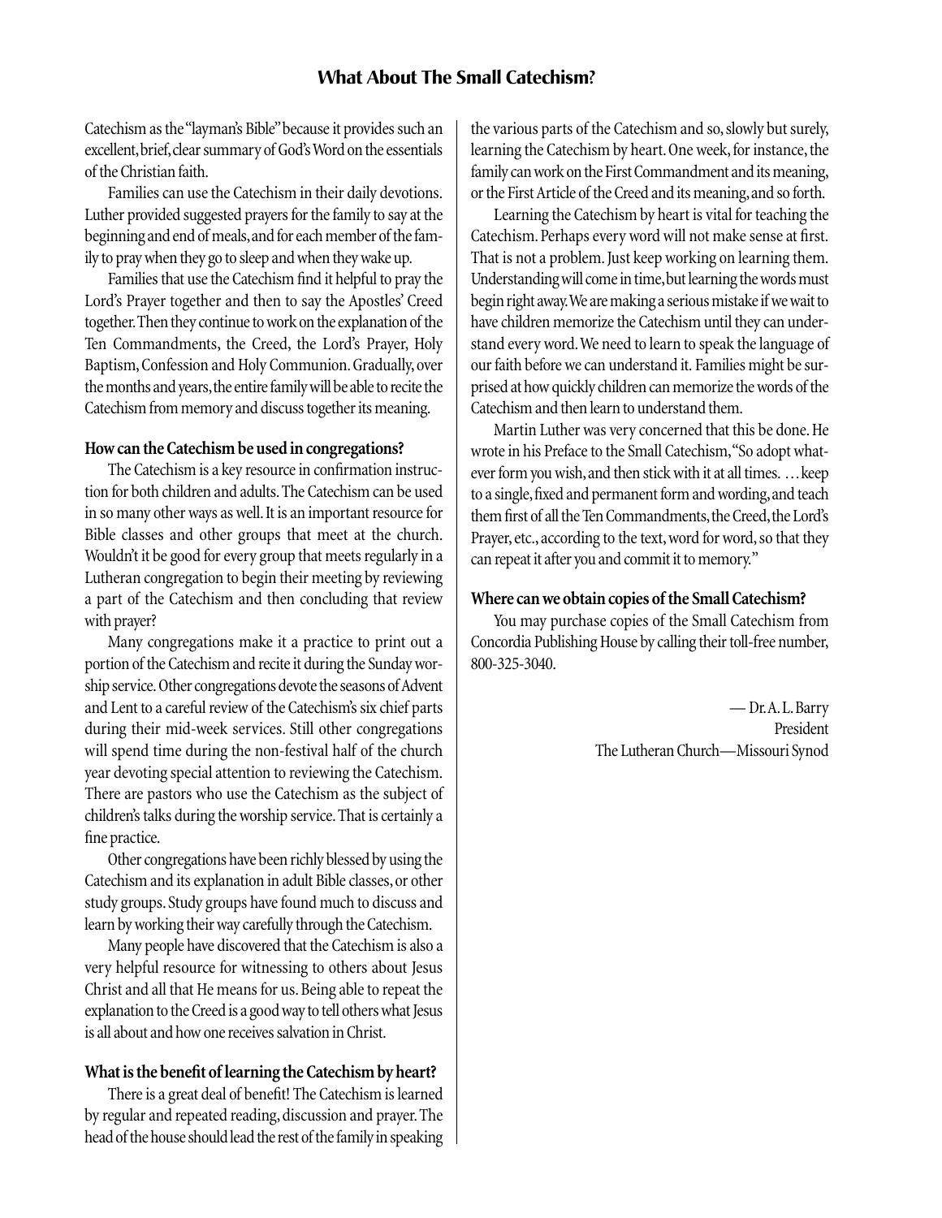Catechism as the "layman's Bible" because it provides such an excellent, brief, clear summary of God's Word on the essentials of the Christian faith.

Families can use the Catechism in their daily devotions. Luther provided suggested prayers for the family to say at the beginning and end of meals, and for each member of the family to pray when they go to sleep and when they wake up.

Families that use the Catechism find it helpful to pray the Lord's Prayer together and then to say the Apostles' Creed together. Then they continue to work on the explanation of the Ten Commandments, the Creed, the Lord's Prayer, Holy Baptism, Confession and Holy Communion. Gradually, over the months and years, the entire family will be able to recite the Catechism from memory and discuss together its meaning.

**How can the Catechism be used in congregations?**

The Catechism is a key resource in confirmation instruction for both children and adults. The Catechism can be used in so many other ways as well. It is an important resource for Bible classes and other groups that meet at the church. Wouldn't it be good for every group that meets regularly in a Lutheran congregation to begin their meeting by reviewing a part of the Catechism and then concluding that review with prayer?

Many congregations make it a practice to print out a portion of the Catechism and recite it during the Sunday worship service. Other congregations devote the seasons of Advent and Lent to a careful review of the Catechism's six chief parts during their mid-week services. Still other congregations will spend time during the non-festival half of the church year devoting special attention to reviewing the Catechism. There are pastors who use the Catechism as the subject of children's talks during the worship service. That is certainly a fine practice.

Other congregations have been richly blessed by using the Catechism and its explanation in adult Bible classes, or other study groups. Study groups have found much to discuss and learn by working their way carefully through the Catechism.

Many people have discovered that the Catechism is also a very helpful resource for witnessing to others about Jesus Christ and all that He means for us. Being able to repeat the explanation to the Creed is a good way to tell others what Jesus is all about and how one receives salvation in Christ.

**What is the benefit of learning the Catechism by heart?**

There is a great deal of benefit! The Catechism is learned by regular and repeated reading, discussion and prayer. The head of the house should lead the rest of the family in speaking the various parts of the Catechism and so, slowly but surely, learning the Catechism by heart. One week, for instance, the family can work on the First Commandment and its meaning, or the First Article of the Creed and its meaning, and so forth.

Learning the Catechism by heart is vital for teaching the Catechism. Perhaps every word will not make sense at first. That is not a problem. Just keep working on learning them. Understanding will come in time, but learning the words must begin right away. We are making a serious mistake if we wait to have children memorize the Catechism until they can understand every word. We need to learn to speak the language of our faith before we can understand it. Families might be surprised at how quickly children can memorize the words of the Catechism and then learn to understand them.

Martin Luther was very concerned that this be done. He wrote in his Preface to the Small Catechism, "So adopt whatever form you wish, and then stick with it at all times. …keep to a single, fixed and permanent form and wording, and teach them first of all the Ten Commandments, the Creed, the Lord's Prayer, etc., according to the text, word for word, so that they can repeat it after you and commit it to memory."

**Where can we obtain copies of the Small Catechism?**

You may purchase copies of the Small Catechism from Concordia Publishing House by calling their toll-free number, 800-325-3040.

— Dr. A. L. Barry
President
The Lutheran Church—Missouri Synod